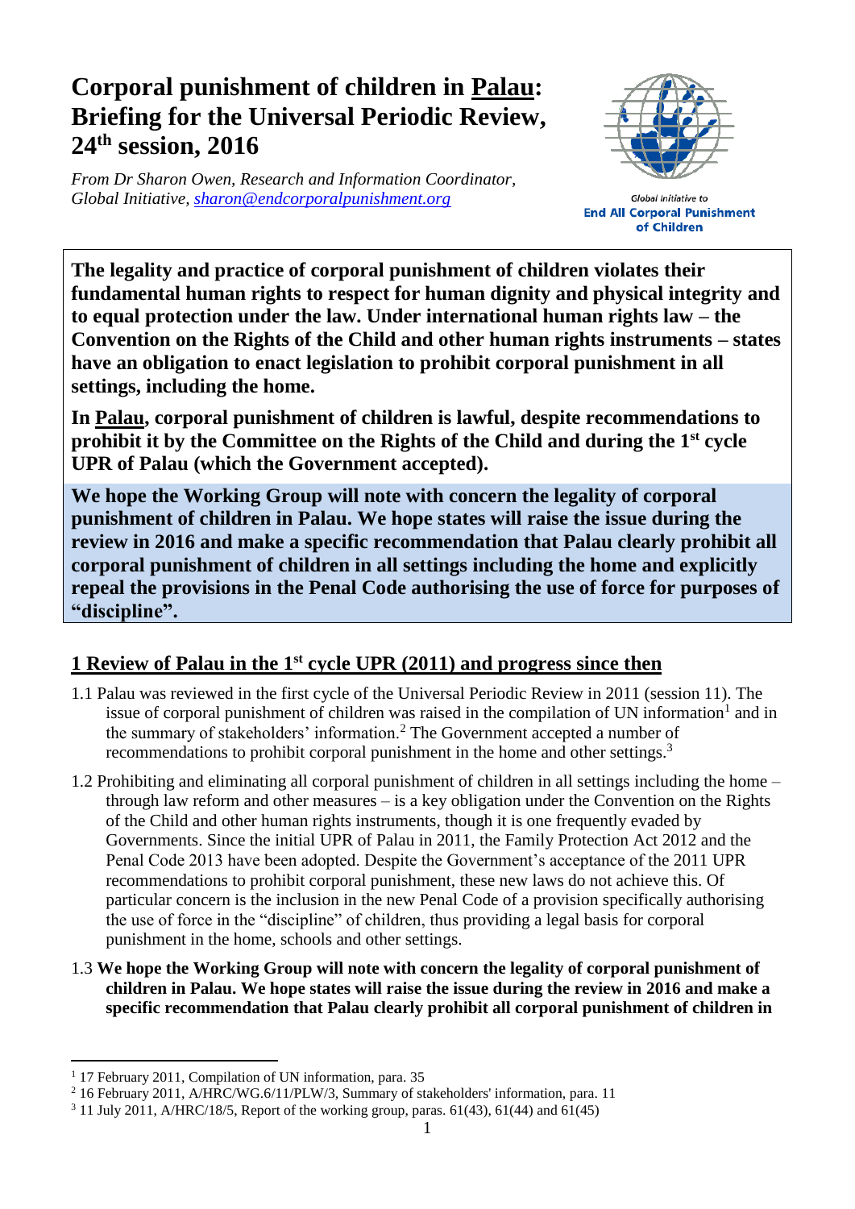# Corporal punishment of children in Palau: Briefing for the Universal Periodic Review, 24th session, 2016

*From Dr Sharon Owen, Research and Information Coordinator, Global Initiative, sharon@endcorporalpunishment.org*

Global Initiative to **End All Corporal Punishment of Children**

**The legality and practice of corporal punishment of children violates their fundamental human rights to respect for human dignity and physical integrity and to equal protection under the law. Under international human rights law – the Convention on the Rights of the Child and other human rights instruments – states have an obligation to enact legislation to prohibit corporal punishment in all settings, including the home.**

**In Palau, corporal punishment of children is lawful, despite recommendations to prohibit it by the Committee on the Rights of the Child and during the 1st cycle UPR of Palau (which the Government accepted).**

**We hope the Working Group will note with concern the legality of corporal punishment of children in Palau. We hope states will raise the issue during the review in 2016 and make a specific recommendation that Palau clearly prohibit all corporal punishment of children in all settings including the home and explicitly repeal the provisions in the Penal Code authorising the use of force for purposes of "discipline".**

## 1 Review of Palau in the 1st cycle UPR (2011) and progress since then

1.1 Palau was reviewed in the first cycle of the Universal Periodic Review in 2011 (session 11). The issue of corporal punishment of children was raised in the compilation of UN information[1] and in the summary of stakeholders' information.[2] The Government accepted a number of recommendations to prohibit corporal punishment in the home and other settings.[3]

1.2 Prohibiting and eliminating all corporal punishment of children in all settings including the home – through law reform and other measures – is a key obligation under the Convention on the Rights of the Child and other human rights instruments, though it is one frequently evaded by Governments. Since the initial UPR of Palau in 2011, the Family Protection Act 2012 and the Penal Code 2013 have been adopted. Despite the Government's acceptance of the 2011 UPR recommendations to prohibit corporal punishment, these new laws do not achieve this. Of particular concern is the inclusion in the new Penal Code of a provision specifically authorising the use of force in the "discipline" of children, thus providing a legal basis for corporal punishment in the home, schools and other settings.

1.3 **We hope the Working Group will note with concern the legality of corporal punishment of children in Palau. We hope states will raise the issue during the review in 2016 and make a specific recommendation that Palau clearly prohibit all corporal punishment of children in**

---

[1] 17 February 2011, Compilation of UN information, para. 35

[2] 16 February 2011, A/HRC/WG.6/11/PLW/3, Summary of stakeholders' information, para. 11

[3] 11 July 2011, A/HRC/18/5, Report of the working group, paras. 61(43), 61(44) and 61(45)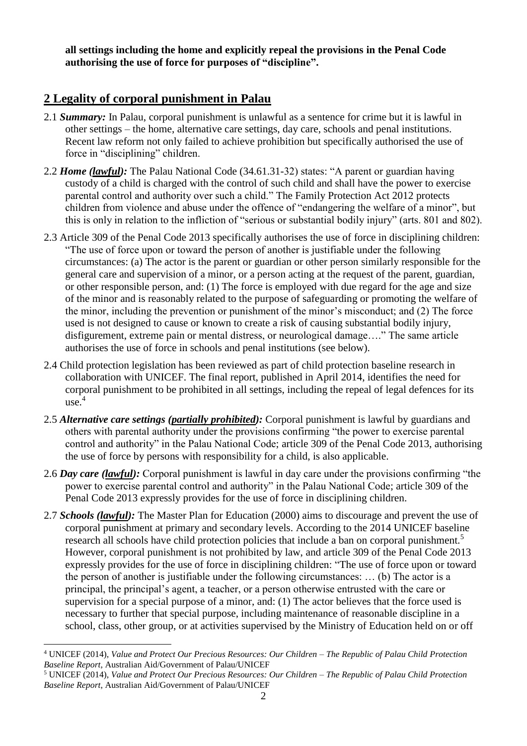**all settings including the home and explicitly repeal the provisions in the Penal Code authorising the use of force for purposes of "discipline".**

## 2 Legality of corporal punishment in Palau

2.1 ***Summary:*** In Palau, corporal punishment is unlawful as a sentence for crime but it is lawful in other settings – the home, alternative care settings, day care, schools and penal institutions. Recent law reform not only failed to achieve prohibition but specifically authorised the use of force in "disciplining" children.

2.2 ***Home (lawful):*** The Palau National Code (34.61.31-32) states: "A parent or guardian having custody of a child is charged with the control of such child and shall have the power to exercise parental control and authority over such a child." The Family Protection Act 2012 protects children from violence and abuse under the offence of "endangering the welfare of a minor", but this is only in relation to the infliction of "serious or substantial bodily injury" (arts. 801 and 802).

2.3 Article 309 of the Penal Code 2013 specifically authorises the use of force in disciplining children: "The use of force upon or toward the person of another is justifiable under the following circumstances: (a) The actor is the parent or guardian or other person similarly responsible for the general care and supervision of a minor, or a person acting at the request of the parent, guardian, or other responsible person, and: (1) The force is employed with due regard for the age and size of the minor and is reasonably related to the purpose of safeguarding or promoting the welfare of the minor, including the prevention or punishment of the minor's misconduct; and (2) The force used is not designed to cause or known to create a risk of causing substantial bodily injury, disfigurement, extreme pain or mental distress, or neurological damage…." The same article authorises the use of force in schools and penal institutions (see below).

2.4 Child protection legislation has been reviewed as part of child protection baseline research in collaboration with UNICEF. The final report, published in April 2014, identifies the need for corporal punishment to be prohibited in all settings, including the repeal of legal defences for its use.[4]

2.5 ***Alternative care settings (partially prohibited):*** Corporal punishment is lawful by guardians and others with parental authority under the provisions confirming "the power to exercise parental control and authority" in the Palau National Code; article 309 of the Penal Code 2013, authorising the use of force by persons with responsibility for a child, is also applicable.

2.6 ***Day care (lawful):*** Corporal punishment is lawful in day care under the provisions confirming "the power to exercise parental control and authority" in the Palau National Code; article 309 of the Penal Code 2013 expressly provides for the use of force in disciplining children.

2.7 ***Schools (lawful):*** The Master Plan for Education (2000) aims to discourage and prevent the use of corporal punishment at primary and secondary levels. According to the 2014 UNICEF baseline research all schools have child protection policies that include a ban on corporal punishment.[5] However, corporal punishment is not prohibited by law, and article 309 of the Penal Code 2013 expressly provides for the use of force in disciplining children: "The use of force upon or toward the person of another is justifiable under the following circumstances: … (b) The actor is a principal, the principal's agent, a teacher, or a person otherwise entrusted with the care or supervision for a special purpose of a minor, and: (1) The actor believes that the force used is necessary to further that special purpose, including maintenance of reasonable discipline in a school, class, other group, or at activities supervised by the Ministry of Education held on or off

---

[4] UNICEF (2014), *Value and Protect Our Precious Resources: Our Children – The Republic of Palau Child Protection Baseline Report,* Australian Aid/Government of Palau/UNICEF

[5] UNICEF (2014), *Value and Protect Our Precious Resources: Our Children – The Republic of Palau Child Protection Baseline Report,* Australian Aid/Government of Palau/UNICEF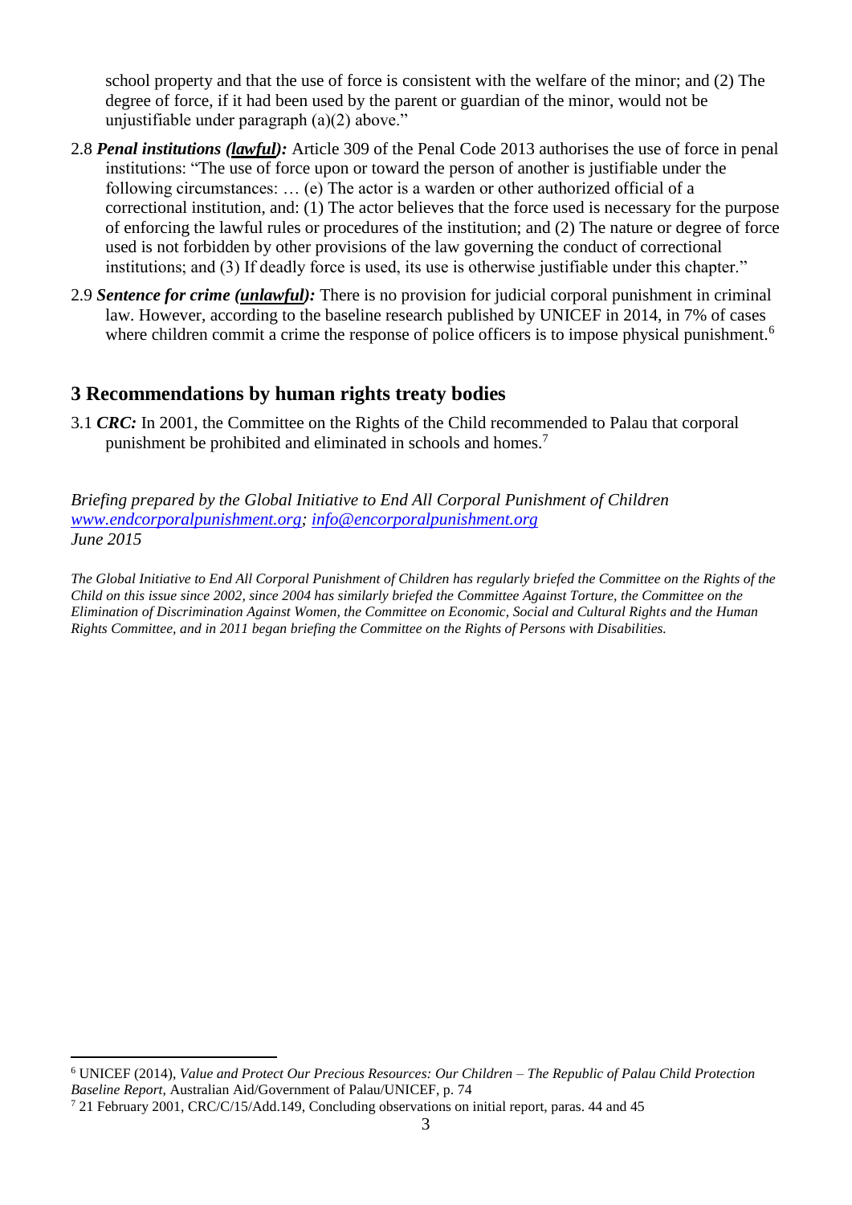school property and that the use of force is consistent with the welfare of the minor; and (2) The degree of force, if it had been used by the parent or guardian of the minor, would not be unjustifiable under paragraph (a)(2) above."

2.8 ***Penal institutions (lawful):*** Article 309 of the Penal Code 2013 authorises the use of force in penal institutions: "The use of force upon or toward the person of another is justifiable under the following circumstances: … (e) The actor is a warden or other authorized official of a correctional institution, and: (1) The actor believes that the force used is necessary for the purpose of enforcing the lawful rules or procedures of the institution; and (2) The nature or degree of force used is not forbidden by other provisions of the law governing the conduct of correctional institutions; and (3) If deadly force is used, its use is otherwise justifiable under this chapter."

2.9 ***Sentence for crime (unlawful):*** There is no provision for judicial corporal punishment in criminal law. However, according to the baseline research published by UNICEF in 2014, in 7% of cases where children commit a crime the response of police officers is to impose physical punishment.[6]

## 3 Recommendations by human rights treaty bodies

3.1 ***CRC:*** In 2001, the Committee on the Rights of the Child recommended to Palau that corporal punishment be prohibited and eliminated in schools and homes.[7]

*Briefing prepared by the Global Initiative to End All Corporal Punishment of Children*
*www.endcorporalpunishment.org; info@encorporalpunishment.org*
*June 2015*

*The Global Initiative to End All Corporal Punishment of Children has regularly briefed the Committee on the Rights of the Child on this issue since 2002, since 2004 has similarly briefed the Committee Against Torture, the Committee on the Elimination of Discrimination Against Women, the Committee on Economic, Social and Cultural Rights and the Human Rights Committee, and in 2011 began briefing the Committee on the Rights of Persons with Disabilities.*

---

[6] UNICEF (2014), *Value and Protect Our Precious Resources: Our Children – The Republic of Palau Child Protection Baseline Report*, Australian Aid/Government of Palau/UNICEF, p. 74

[7] 21 February 2001, CRC/C/15/Add.149, Concluding observations on initial report, paras. 44 and 45